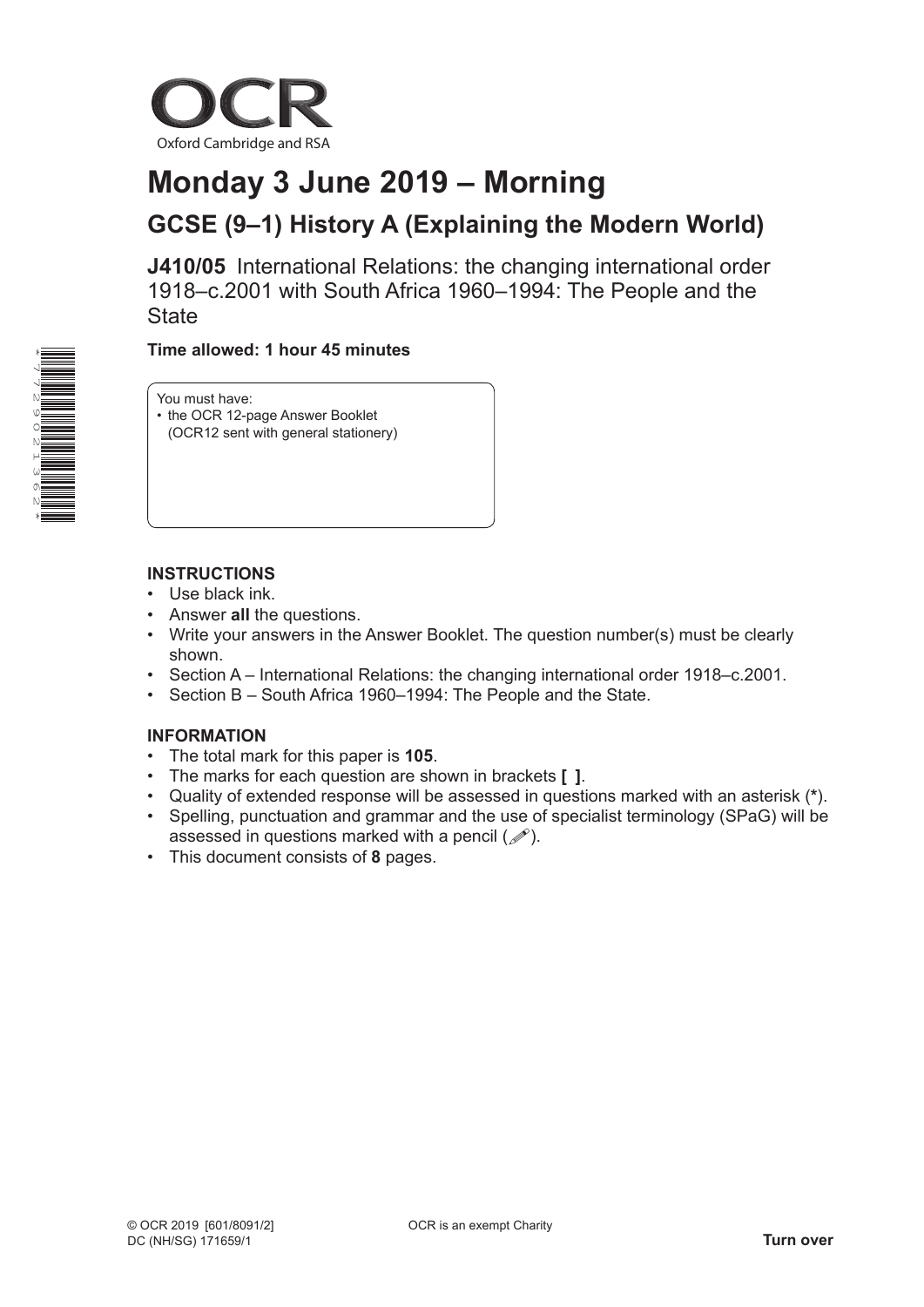OCR

Oxford Cambridge and RSA

# Monday 3 June 2019 – Morning

## GCSE (9–1) History A (Explaining the Modern World)

**J410/05** International Relations: the changing international order 1918–c.2001 with South Africa 1960–1994: The People and the State

**Time allowed: 1 hour 45 minutes**

You must have:
- the OCR 12-page Answer Booklet (OCR12 sent with general stationery)

### INSTRUCTIONS

- Use black ink.
- Answer **all** the questions.
- Write your answers in the Answer Booklet. The question number(s) must be clearly shown.
- Section A – International Relations: the changing international order 1918–c.2001.
- Section B – South Africa 1960–1994: The People and the State.

### INFORMATION

- The total mark for this paper is **105**.
- The marks for each question are shown in brackets **[ ]**.
- Quality of extended response will be assessed in questions marked with an asterisk (**\***).
- Spelling, punctuation and grammar and the use of specialist terminology (SPaG) will be assessed in questions marked with a pencil (✎).
- This document consists of **8** pages.

© OCR 2019 [601/8091/2]
DC (NH/SG) 171659/1

OCR is an exempt Charity

**Turn over**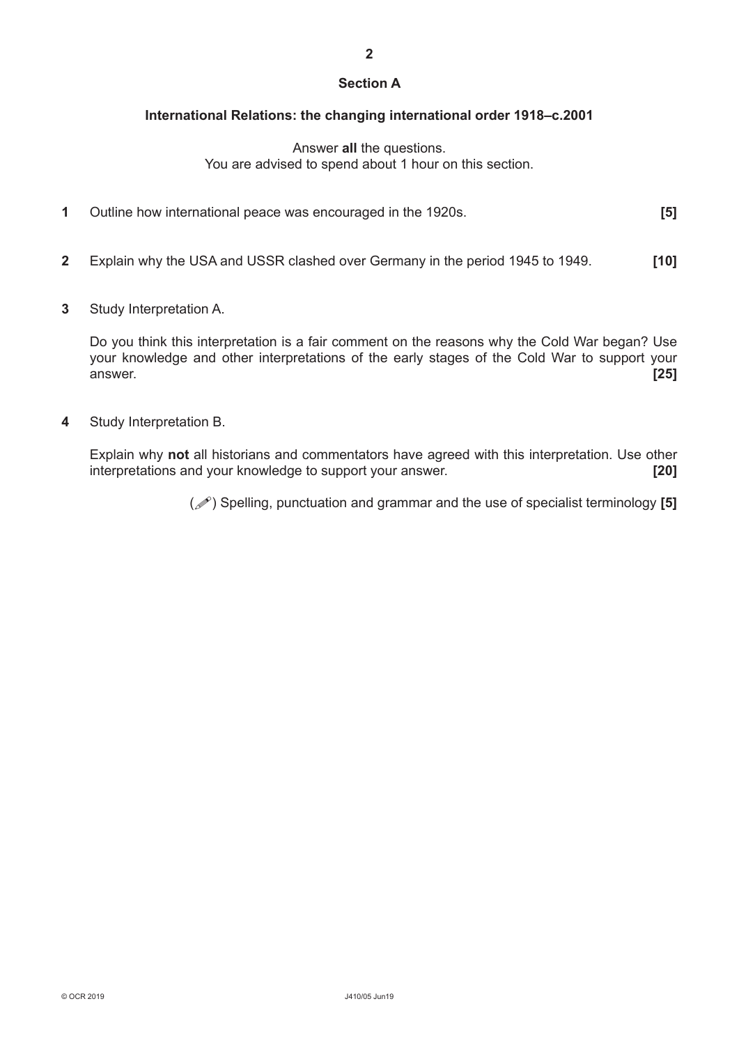## Section A

### International Relations: the changing international order 1918–c.2001

Answer **all** the questions.
You are advised to spend about 1 hour on this section.

**1** Outline how international peace was encouraged in the 1920s. **[5]**

**2** Explain why the USA and USSR clashed over Germany in the period 1945 to 1949. **[10]**

**3** Study Interpretation A.

Do you think this interpretation is a fair comment on the reasons why the Cold War began? Use your knowledge and other interpretations of the early stages of the Cold War to support your answer. **[25]**

**4** Study Interpretation B.

Explain why **not** all historians and commentators have agreed with this interpretation. Use other interpretations and your knowledge to support your answer. **[20]**

(✐) Spelling, punctuation and grammar and the use of specialist terminology **[5]**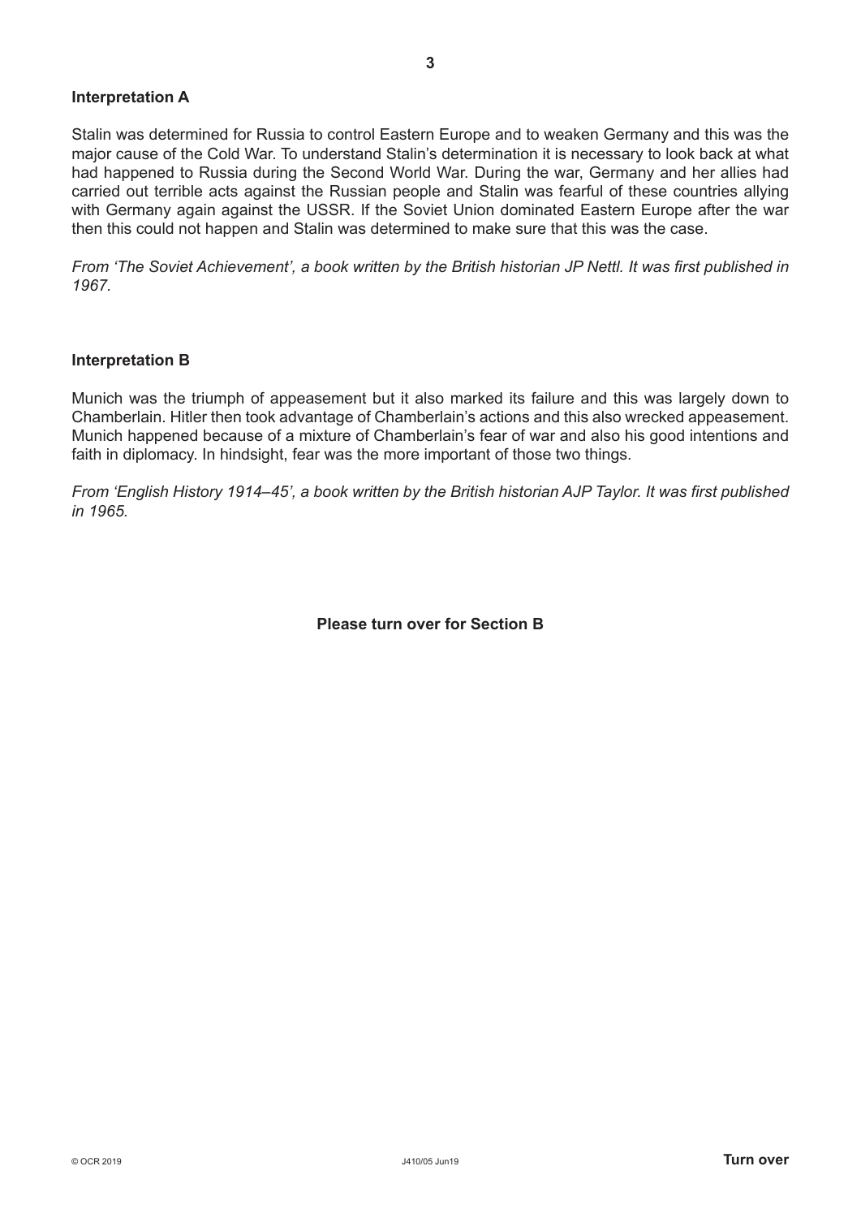**Interpretation A**

Stalin was determined for Russia to control Eastern Europe and to weaken Germany and this was the major cause of the Cold War. To understand Stalin's determination it is necessary to look back at what had happened to Russia during the Second World War. During the war, Germany and her allies had carried out terrible acts against the Russian people and Stalin was fearful of these countries allying with Germany again against the USSR. If the Soviet Union dominated Eastern Europe after the war then this could not happen and Stalin was determined to make sure that this was the case.

*From 'The Soviet Achievement', a book written by the British historian JP Nettl. It was first published in 1967.*

**Interpretation B**

Munich was the triumph of appeasement but it also marked its failure and this was largely down to Chamberlain. Hitler then took advantage of Chamberlain's actions and this also wrecked appeasement. Munich happened because of a mixture of Chamberlain's fear of war and also his good intentions and faith in diplomacy. In hindsight, fear was the more important of those two things.

*From 'English History 1914–45', a book written by the British historian AJP Taylor. It was first published in 1965.*

**Please turn over for Section B**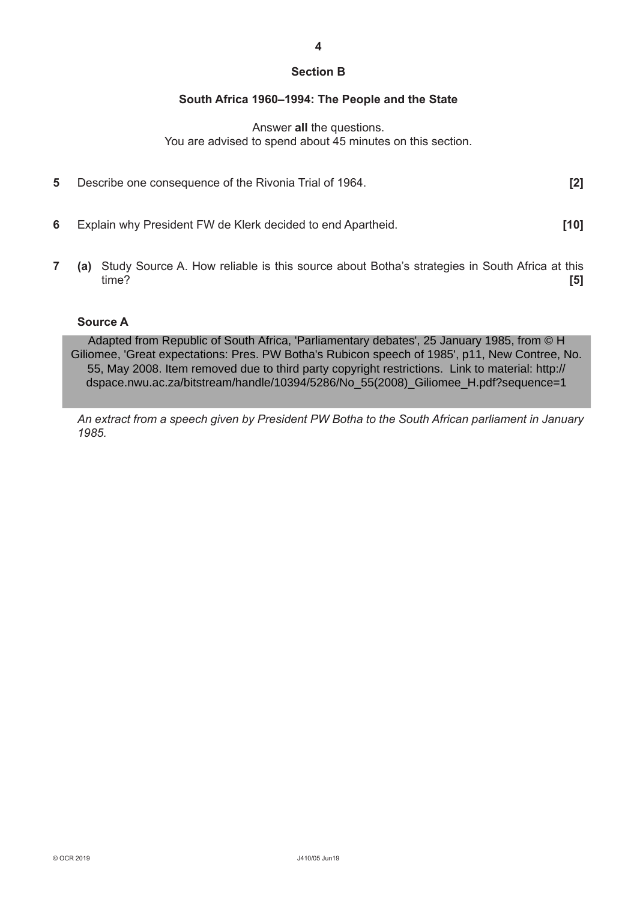## Section B

### South Africa 1960–1994: The People and the State

Answer **all** the questions.
You are advised to spend about 45 minutes on this section.

**5** Describe one consequence of the Rivonia Trial of 1964. **[2]**

**6** Explain why President FW de Klerk decided to end Apartheid. **[10]**

**7** **(a)** Study Source A. How reliable is this source about Botha's strategies in South Africa at this time? **[5]**

**Source A**

Adapted from Republic of South Africa, 'Parliamentary debates', 25 January 1985, from © H Giliomee, 'Great expectations: Pres. PW Botha's Rubicon speech of 1985', p11, New Contree, No. 55, May 2008. Item removed due to third party copyright restrictions. Link to material: http://dspace.nwu.ac.za/bitstream/handle/10394/5286/No_55(2008)_Giliomee_H.pdf?sequence=1

*An extract from a speech given by President PW Botha to the South African parliament in January 1985.*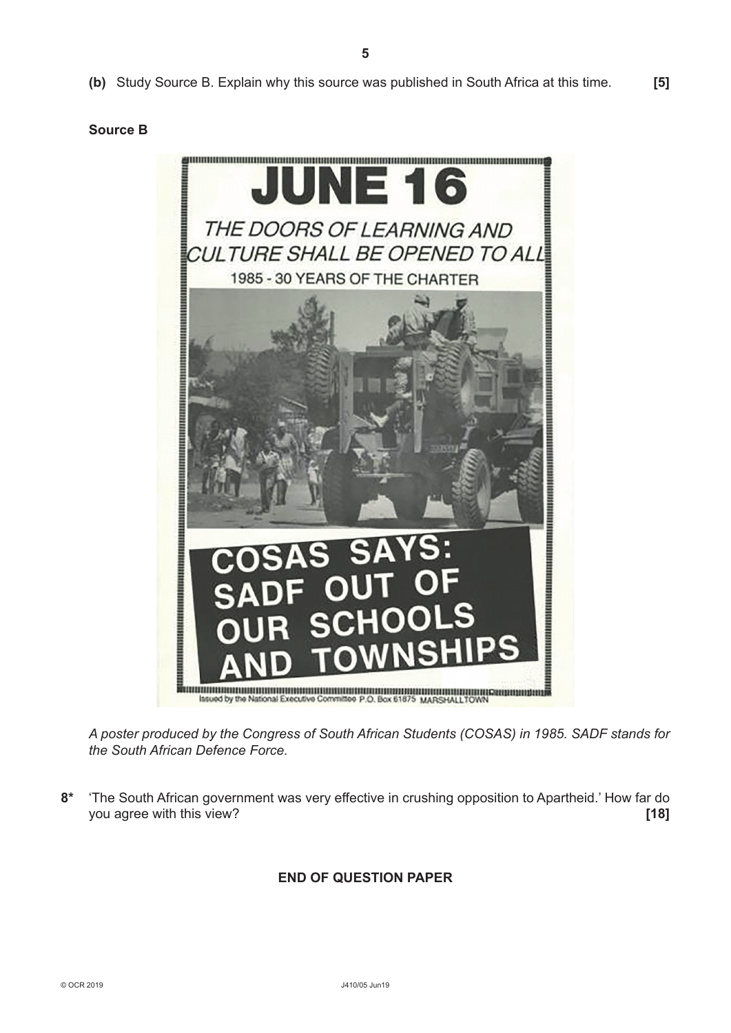**(b)** Study Source B. Explain why this source was published in South Africa at this time. **[5]**

**Source B**

JUNE 16

THE DOORS OF LEARNING AND CULTURE SHALL BE OPENED TO ALL

1985 - 30 YEARS OF THE CHARTER

COSAS SAYS: SADF OUT OF OUR SCHOOLS AND TOWNSHIPS

Issued by the National Executive Committee P.O. Box 61875 MARSHALLTOWN

*A poster produced by the Congress of South African Students (COSAS) in 1985. SADF stands for the South African Defence Force.*

**8*** 'The South African government was very effective in crushing opposition to Apartheid.' How far do you agree with this view? **[18]**

**END OF QUESTION PAPER**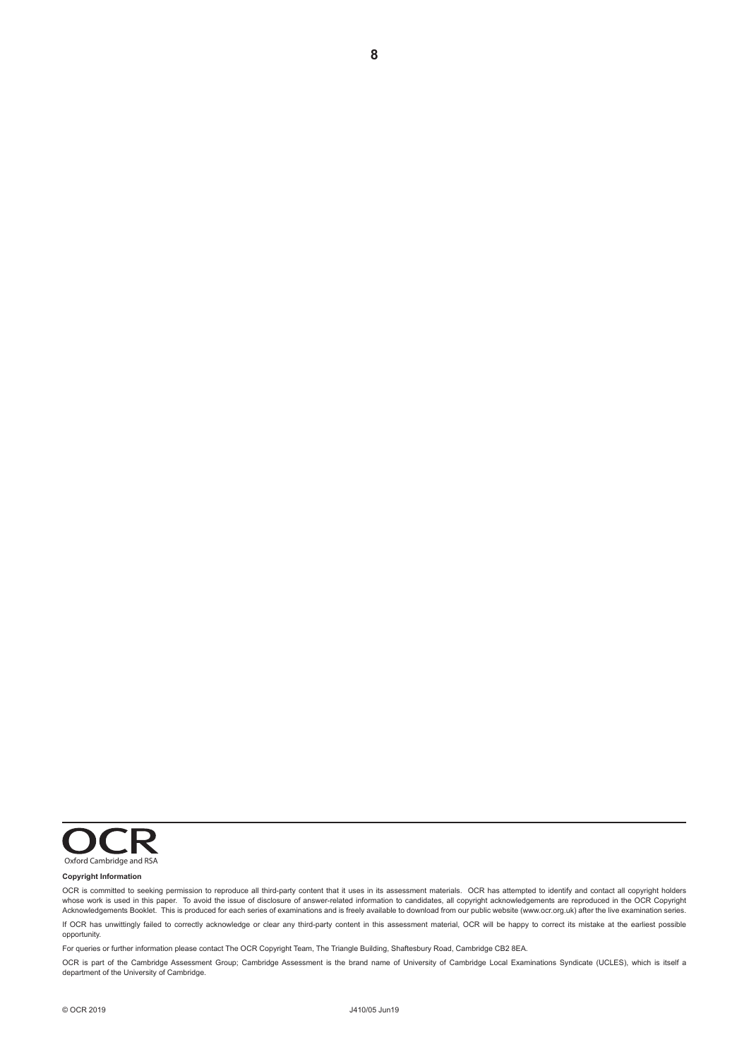OCR

Oxford Cambridge and RSA

**Copyright Information**

OCR is committed to seeking permission to reproduce all third-party content that it uses in its assessment materials. OCR has attempted to identify and contact all copyright holders whose work is used in this paper. To avoid the issue of disclosure of answer-related information to candidates, all copyright acknowledgements are reproduced in the OCR Copyright Acknowledgements Booklet. This is produced for each series of examinations and is freely available to download from our public website (www.ocr.org.uk) after the live examination series.

If OCR has unwittingly failed to correctly acknowledge or clear any third-party content in this assessment material, OCR will be happy to correct its mistake at the earliest possible opportunity.

For queries or further information please contact The OCR Copyright Team, The Triangle Building, Shaftesbury Road, Cambridge CB2 8EA.

OCR is part of the Cambridge Assessment Group; Cambridge Assessment is the brand name of University of Cambridge Local Examinations Syndicate (UCLES), which is itself a department of the University of Cambridge.